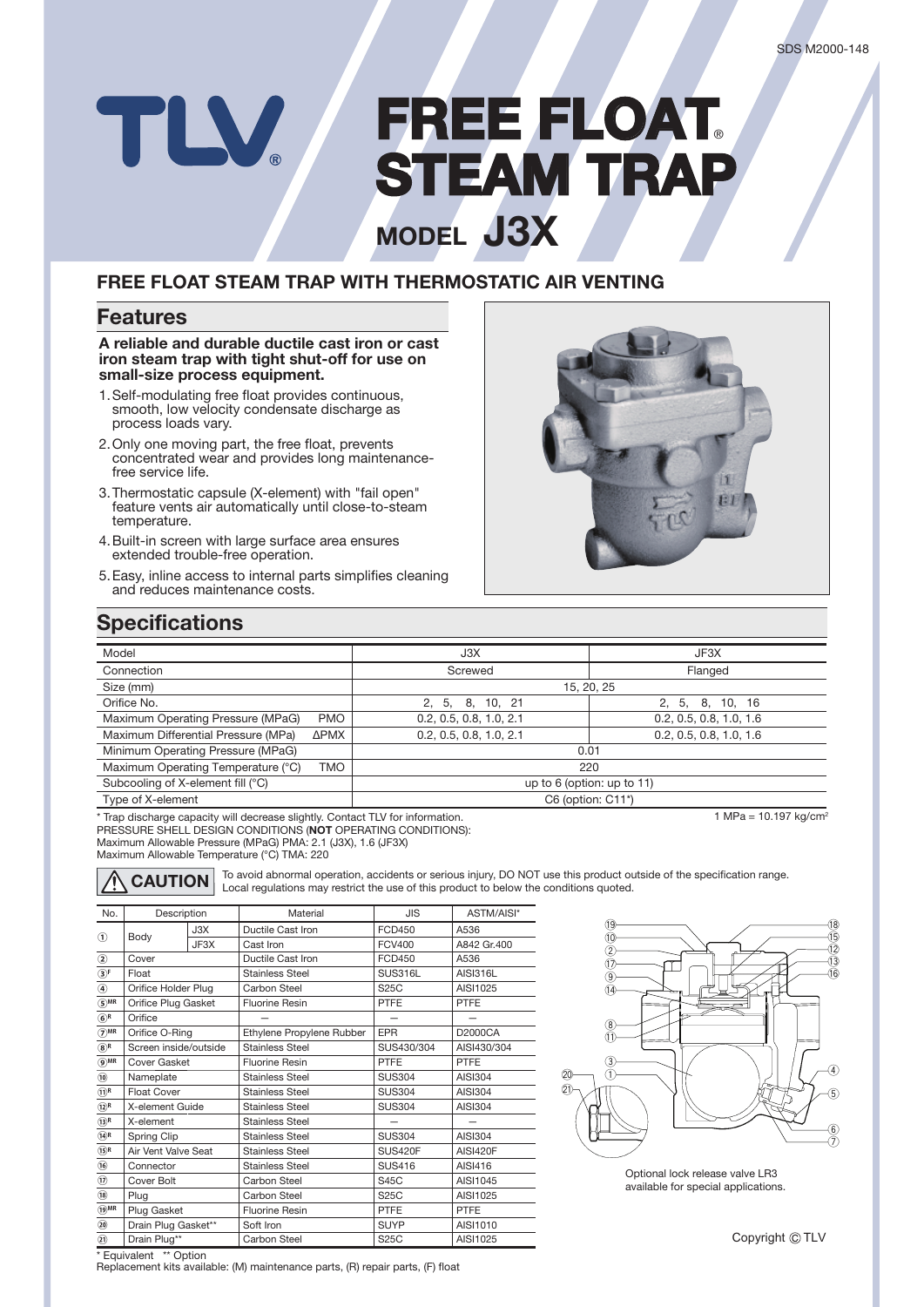# TLV

# FREE FLOAT® STEAM TRAP

## MODEL J3X

### FREE FLOAT STEAM TRAP WITH THERMOSTATIC AIR VENTING

## Features

**A reliable and durable ductile cast iron or cast iron steam trap with tight shut-off for use on small-size process equipment.**

1. Self-modulating free float provides continuous, smooth, low velocity condensate discharge as process loads vary.
2. Only one moving part, the free float, prevents concentrated wear and provides long maintenance-free service life.
3. Thermostatic capsule (X-element) with "fail open" feature vents air automatically until close-to-steam temperature.
4. Built-in screen with large surface area ensures extended trouble-free operation.
5. Easy, inline access to internal parts simplifies cleaning and reduces maintenance costs.

## Specifications

| Model | | J3X | JF3X |
|---|---|---|---|
| Connection | | Screwed | Flanged |
| Size (mm) | | 15, 20, 25 | |
| Orifice No. | | 2, 5, 8, 10, 21 | 2, 5, 8, 10, 16 |
| Maximum Operating Pressure (MPaG) | PMO | 0.2, 0.5, 0.8, 1.0, 2.1 | 0.2, 0.5, 0.8, 1.0, 1.6 |
| Maximum Differential Pressure (MPa) | ΔPMX | 0.2, 0.5, 0.8, 1.0, 2.1 | 0.2, 0.5, 0.8, 1.0, 1.6 |
| Minimum Operating Pressure (MPaG) | | 0.01 | |
| Maximum Operating Temperature (°C) | TMO | 220 | |
| Subcooling of X-element fill (°C) | | up to 6 (option: up to 11) | |
| Type of X-element | | C6 (option: C11*) | |

\* Trap discharge capacity will decrease slightly. Contact TLV for information.

1 MPa = 10.197 kg/cm²

PRESSURE SHELL DESIGN CONDITIONS (**NOT** OPERATING CONDITIONS):
Maximum Allowable Pressure (MPaG) PMA: 2.1 (J3X), 1.6 (JF3X)
Maximum Allowable Temperature (°C) TMA: 220

**⚠ CAUTION** To avoid abnormal operation, accidents or serious injury, DO NOT use this product outside of the specification range. Local regulations may restrict the use of this product to below the conditions quoted.

| No. | Description | | Material | JIS | ASTM/AISI* |
|---|---|---|---|---|---|
| ① | Body | J3X | Ductile Cast Iron | FCD450 | A536 |
| | | JF3X | Cast Iron | FCV400 | A842 Gr.400 |
| ② | Cover | | Ductile Cast Iron | FCD450 | A536 |
| ③F | Float | | Stainless Steel | SUS316L | AISI316L |
| ④ | Orifice Holder Plug | | Carbon Steel | S25C | AISI1025 |
| ⑤MR | Orifice Plug Gasket | | Fluorine Resin | PTFE | PTFE |
| ⑥R | Orifice | | — | — | — |
| ⑦MR | Orifice O-Ring | | Ethylene Propylene Rubber | EPR | D2000CA |
| ⑧R | Screen inside/outside | | Stainless Steel | SUS430/304 | AISI430/304 |
| ⑨MR | Cover Gasket | | Fluorine Resin | PTFE | PTFE |
| ⑩ | Nameplate | | Stainless Steel | SUS304 | AISI304 |
| ⑪R | Float Cover | | Stainless Steel | SUS304 | AISI304 |
| ⑫R | X-element Guide | | Stainless Steel | SUS304 | AISI304 |
| ⑬R | X-element | | Stainless Steel | — | — |
| ⑭R | Spring Clip | | Stainless Steel | SUS304 | AISI304 |
| ⑮R | Air Vent Valve Seat | | Stainless Steel | SUS420F | AISI420F |
| ⑯ | Connector | | Stainless Steel | SUS416 | AISI416 |
| ⑰ | Cover Bolt | | Carbon Steel | S45C | AISI1045 |
| ⑱ | Plug | | Carbon Steel | S25C | AISI1025 |
| ⑲MR | Plug Gasket | | Fluorine Resin | PTFE | PTFE |
| ⑳ | Drain Plug Gasket** | | Soft Iron | SUYP | AISI1010 |
| ㉑ | Drain Plug** | | Carbon Steel | S25C | AISI1025 |

\* Equivalent ** Option
Replacement kits available: (M) maintenance parts, (R) repair parts, (F) float

Optional lock release valve LR3 available for special applications.

Copyright © TLV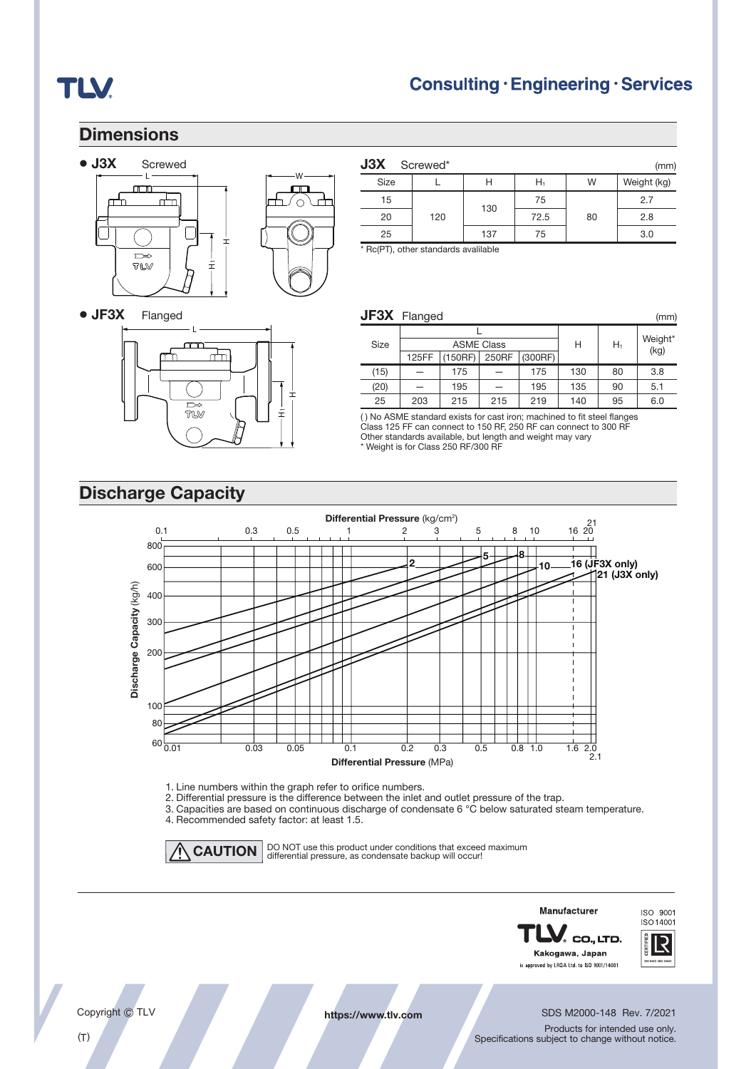## Dimensions

● **J3X** Screwed

● **JF3X** Flanged

**J3X** Screwed* (mm)

| Size | L | H | $H_1$ | W | Weight (kg) |
|---|---|---|---|---|---|
| 15 | 120 | 130 | 75 | 80 | 2.7 |
| 20 | | | 72.5 | | 2.8 |
| 25 | | 137 | 75 | | 3.0 |

\* Rc(PT), other standards avalilable

**JF3X** Flanged (mm)

| Size | L | | | | H | $H_1$ | Weight* (kg) |
|---|---|---|---|---|---|---|---|
| | ASME Class | | | | | | |
| | 125FF | (150RF) | 250RF | (300RF) | | | |
| (15) | — | 175 | — | 175 | 130 | 80 | 3.8 |
| (20) | — | 195 | — | 195 | 135 | 90 | 5.1 |
| 25 | 203 | 215 | 215 | 219 | 140 | 95 | 6.0 |

( ) No ASME standard exists for cast iron; machined to fit steel flanges
Class 125 FF can connect to 150 RF, 250 RF can connect to 300 RF
Other standards available, but length and weight may vary
\* Weight is for Class 250 RF/300 RF

## Discharge Capacity

**Differential Pressure** (kg/cm²)
0.1 0.3 0.5 1 2 3 5 8 10 16 20 21

**Discharge Capacity** (kg/h)
800 600 400 300 200 100 80 60

2 5 8 10 16 (JF3X only) 21 (J3X only)

**Differential Pressure** (MPa)
0.01 0.03 0.05 0.1 0.2 0.3 0.5 0.8 1.0 1.6 2.0 2.1

1. Line numbers within the graph refer to orifice numbers.
2. Differential pressure is the difference between the inlet and outlet pressure of the trap.
3. Capacities are based on continuous discharge of condensate 6 °C below saturated steam temperature.
4. Recommended safety factor: at least 1.5.

**⚠ CAUTION** DO NOT use this product under conditions that exceed maximum differential pressure, as condensate backup will occur!

Manufacturer
**TLV. CO., LTD.**
Kakogawa, Japan
is approved by LRQA Ltd. to ISO 9001/14001

ISO 9001
ISO 14001

Copyright © TLV
(T)

https://www.tlv.com

SDS M2000-148 Rev. 7/2021
Products for intended use only.
Specifications subject to change without notice.